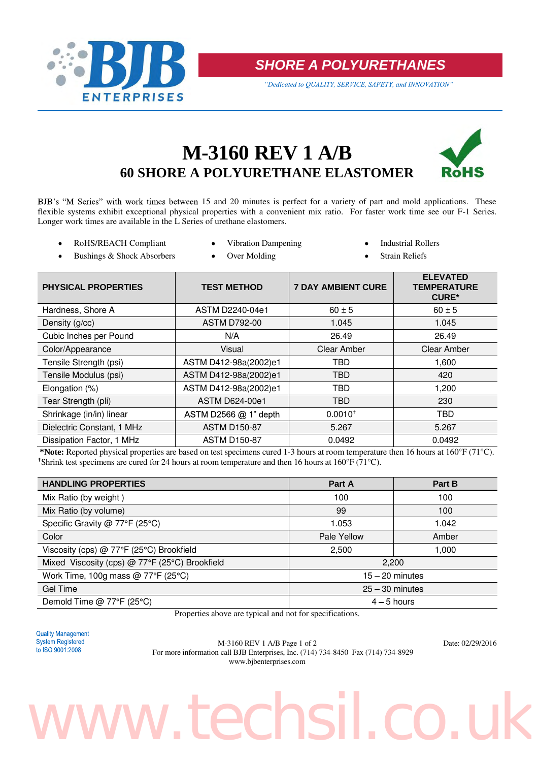**SHORE A POLYURETHANES**

*"Dedicated to QUALITY, SERVICE, SAFETY, and INNOVATION"*

# M-3160 REV 1 A/B

## 60 SHORE A POLYURETHANE ELASTOMER

RoHS

BJB's "M Series" with work times between 15 and 20 minutes is perfect for a variety of part and mold applications. These flexible systems exhibit exceptional physical properties with a convenient mix ratio. For faster work time see our F-1 Series. Longer work times are available in the L Series of urethane elastomers.

- RoHS/REACH Compliant
- Vibration Dampening
- Industrial Rollers
- Bushings & Shock Absorbers
- Over Molding
- Strain Reliefs

| PHYSICAL PROPERTIES | TEST METHOD | 7 DAY AMBIENT CURE | ELEVATED TEMPERATURE CURE* |
|---|---|---|---|
| Hardness, Shore A | ASTM D2240-04e1 | 60 ± 5 | 60 ± 5 |
| Density (g/cc) | ASTM D792-00 | 1.045 | 1.045 |
| Cubic Inches per Pound | N/A | 26.49 | 26.49 |
| Color/Appearance | Visual | Clear Amber | Clear Amber |
| Tensile Strength (psi) | ASTM D412-98a(2002)e1 | TBD | 1,600 |
| Tensile Modulus (psi) | ASTM D412-98a(2002)e1 | TBD | 420 |
| Elongation (%) | ASTM D412-98a(2002)e1 | TBD | 1,200 |
| Tear Strength (pli) | ASTM D624-00e1 | TBD | 230 |
| Shrinkage (in/in) linear | ASTM D2566 @ 1" depth | 0.0010† | TBD |
| Dielectric Constant, 1 MHz | ASTM D150-87 | 5.267 | 5.267 |
| Dissipation Factor, 1 MHz | ASTM D150-87 | 0.0492 | 0.0492 |

***Note:** Reported physical properties are based on test specimens cured 1-3 hours at room temperature then 16 hours at 160°F (71°C).
†Shrink test specimens are cured for 24 hours at room temperature and then 16 hours at 160°F (71°C).

| HANDLING PROPERTIES | Part A | Part B |
|---|---|---|
| Mix Ratio (by weight ) | 100 | 100 |
| Mix Ratio (by volume) | 99 | 100 |
| Specific Gravity @ 77°F (25°C) | 1.053 | 1.042 |
| Color | Pale Yellow | Amber |
| Viscosity (cps) @ 77°F (25°C) Brookfield | 2,500 | 1,000 |
| Mixed Viscosity (cps) @ 77°F (25°C) Brookfield | 2,200 | |
| Work Time, 100g mass @ 77°F (25°C) | 15 – 20 minutes | |
| Gel Time | 25 – 30 minutes | |
| Demold Time @ 77°F (25°C) | 4 – 5 hours | |

Properties above are typical and not for specifications.

Quality Management System Registered to ISO 9001:2008

For more information call BJB Enterprises, Inc. (714) 734-8450 Fax (714) 734-8929
www.bjbenterprises.com

Date: 02/29/2016

www.techsil.co.uk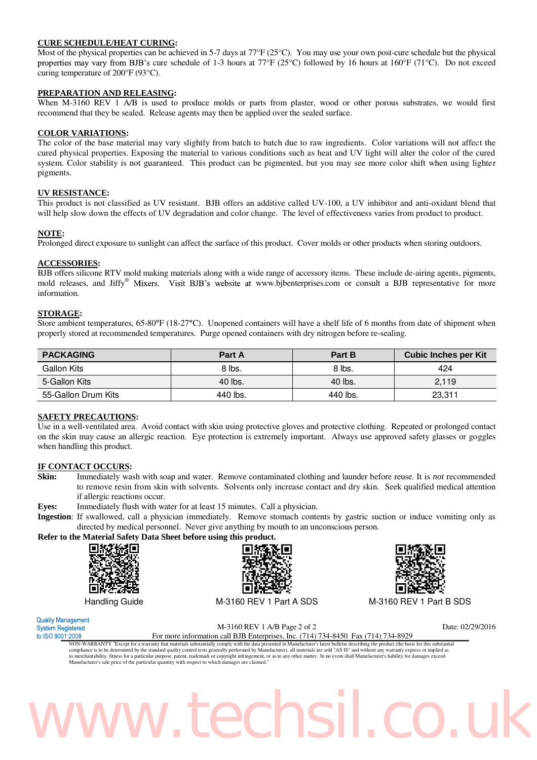**CURE SCHEDULE/HEAT CURING:**
Most of the physical properties can be achieved in 5-7 days at 77°F (25°C). You may use your own post-cure schedule but the physical properties may vary from BJB's cure schedule of 1-3 hours at 77°F (25°C) followed by 16 hours at 160°F (71°C). Do not exceed curing temperature of 200°F (93°C).

**PREPARATION AND RELEASING:**
When M-3160 REV 1 A/B is used to produce molds or parts from plaster, wood or other porous substrates, we would first recommend that they be sealed. Release agents may then be applied over the sealed surface.

**COLOR VARIATIONS:**
The color of the base material may vary slightly from batch to batch due to raw ingredients. Color variations will not affect the cured physical properties. Exposing the material to various conditions such as heat and UV light will alter the color of the cured system. Color stability is not guaranteed. This product can be pigmented, but you may see more color shift when using lighter pigments.

**UV RESISTANCE:**
This product is not classified as UV resistant. BJB offers an additive called UV-100, a UV inhibitor and anti-oxidant blend that will help slow down the effects of UV degradation and color change. The level of effectiveness varies from product to product.

**NOTE:**
Prolonged direct exposure to sunlight can affect the surface of this product. Cover molds or other products when storing outdoors.

**ACCESSORIES:**
BJB offers silicone RTV mold making materials along with a wide range of accessory items. These include de-airing agents, pigments, mold releases, and Jiffy® Mixers. Visit BJB's website at www.bjbenterprises.com or consult a BJB representative for more information.

**STORAGE:**
Store ambient temperatures, 65-80°F (18-27°C). Unopened containers will have a shelf life of 6 months from date of shipment when properly stored at recommended temperatures. Purge opened containers with dry nitrogen before re-sealing.

| PACKAGING | Part A | Part B | Cubic Inches per Kit |
|---|---|---|---|
| Gallon Kits | 8 lbs. | 8 lbs. | 424 |
| 5-Gallon Kits | 40 lbs. | 40 lbs. | 2,119 |
| 55-Gallon Drum Kits | 440 lbs. | 440 lbs. | 23,311 |

**SAFETY PRECAUTIONS:**
Use in a well-ventilated area. Avoid contact with skin using protective gloves and protective clothing. Repeated or prolonged contact on the skin may cause an allergic reaction. Eye protection is extremely important. Always use approved safety glasses or goggles when handling this product.

**IF CONTACT OCCURS:**

**Skin:** Immediately wash with soap and water. Remove contaminated clothing and launder before reuse. It is *not* recommended to remove resin from skin with solvents. Solvents only increase contact and dry skin. Seek qualified medical attention if allergic reactions occur.

**Eyes:** Immediately flush with water for at least 15 minutes. Call a physician.

**Ingestion**: If swallowed, call a physician immediately. Remove stomach contents by gastric suction or induce vomiting only as directed by medical personnel. Never give anything by mouth to an unconscious person.

**Refer to the Material Safety Data Sheet before using this product.**

Handling Guide M-3160 REV 1 Part A SDS M-3160 REV 1 Part B SDS

Quality Management System Registered to ISO 9001:2008

Date: 02/29/2016

For more information call BJB Enterprises, Inc. (714) 734-8450 Fax (714) 734-8929

NON-WARRANTY "Except for a warranty that materials substantially comply with the data presented in Manufacturer's latest bulletin describing the product (the basis for this substantial compliance is to be determined by the standard quality control tests generally performed by Manufacturer), all materials are sold "AS IS" and without any warranty express or implied as to merchantability, fitness for a particular purpose, patent, trademark or copyright infringement, or as to any other matter. In no event shall Manufacturer's liability for damages exceed Manufacturer's sale price of the particular quantity with respect to which damages are claimed."

www.techsil.co.uk